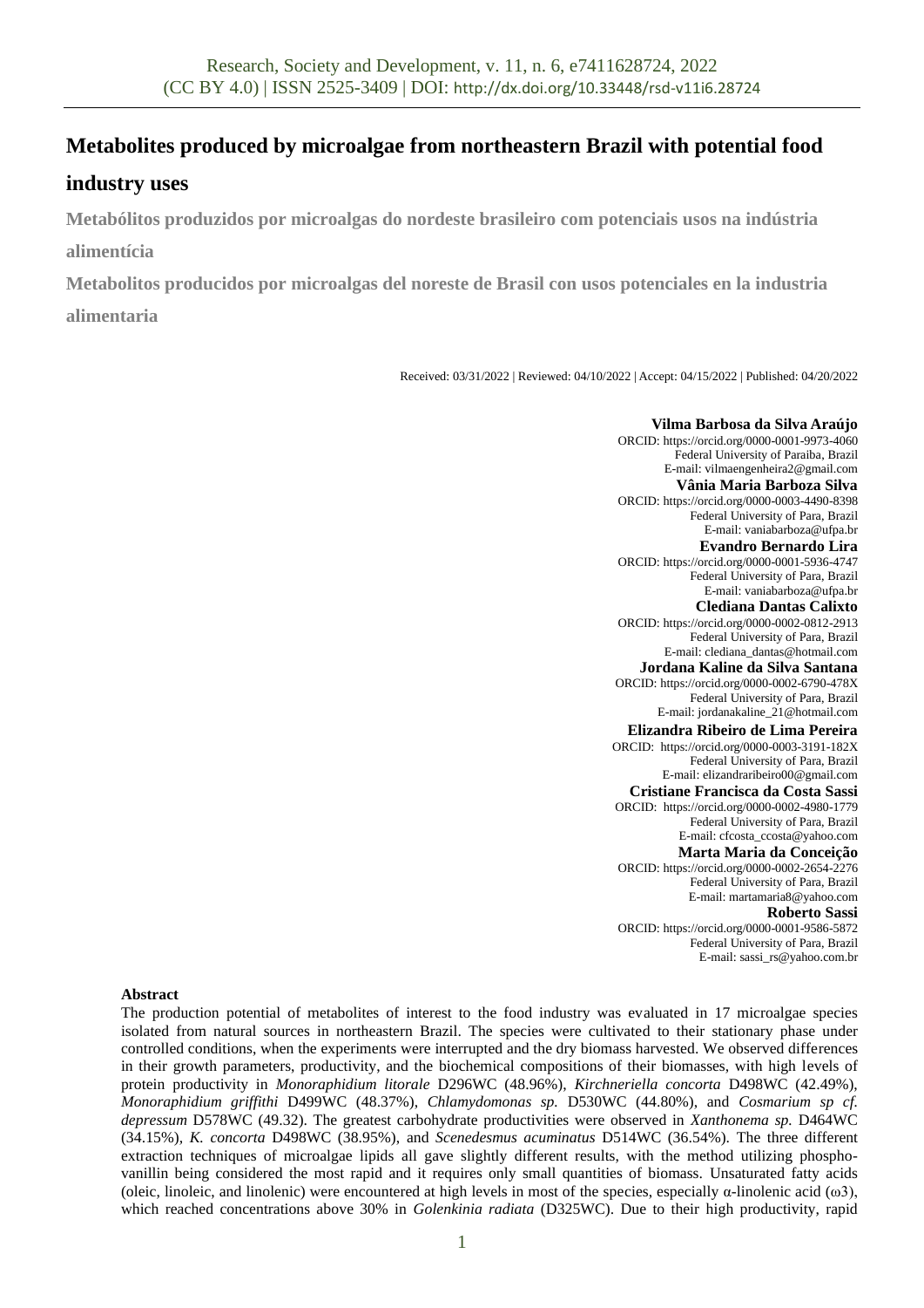# Metabolites produced by microalgae from northeastern Brazil with potential food industry uses

**Metabólitos produzidos por microalgas do nordeste brasileiro com potenciais usos na indústria alimentícia**

**Metabolitos producidos por microalgas del noreste de Brasil con usos potenciales en la industria alimentaria**

Received: 03/31/2022 | Reviewed: 04/10/2022 | Accept: 04/15/2022 | Published: 04/20/2022

**Vilma Barbosa da Silva Araújo**
ORCID: https://orcid.org/0000-0001-9973-4060
Federal University of Paraiba, Brazil
E-mail: vilmaengenheira2@gmail.com

**Vânia Maria Barboza Silva**
ORCID: https://orcid.org/0000-0003-4490-8398
Federal University of Para, Brazil
E-mail: vaniabarboza@ufpa.br

**Evandro Bernardo Lira**
ORCID: https://orcid.org/0000-0001-5936-4747
Federal University of Para, Brazil
E-mail: vaniabarboza@ufpa.br

**Clediana Dantas Calixto**
ORCID: https://orcid.org/0000-0002-0812-2913
Federal University of Para, Brazil
E-mail: clediana_dantas@hotmail.com

**Jordana Kaline da Silva Santana**
ORCID: https://orcid.org/0000-0002-6790-478X
Federal University of Para, Brazil
E-mail: jordanakaline_21@hotmail.com

**Elizandra Ribeiro de Lima Pereira**
ORCID: https://orcid.org/0000-0003-3191-182X
Federal University of Para, Brazil
E-mail: elizandraribeiro00@gmail.com

**Cristiane Francisca da Costa Sassi**
ORCID: https://orcid.org/0000-0002-4980-1779
Federal University of Para, Brazil
E-mail: cfcosta_ccosta@yahoo.com

**Marta Maria da Conceição**
ORCID: https://orcid.org/0000-0002-2654-2276
Federal University of Para, Brazil
E-mail: martamaria8@yahoo.com

**Roberto Sassi**
ORCID: https://orcid.org/0000-0001-9586-5872
Federal University of Para, Brazil
E-mail: sassi_rs@yahoo.com.br

## Abstract

The production potential of metabolites of interest to the food industry was evaluated in 17 microalgae species isolated from natural sources in northeastern Brazil. The species were cultivated to their stationary phase under controlled conditions, when the experiments were interrupted and the dry biomass harvested. We observed differences in their growth parameters, productivity, and the biochemical compositions of their biomasses, with high levels of protein productivity in *Monoraphidium litorale* D296WC (48.96%), *Kirchneriella concorta* D498WC (42.49%), *Monoraphidium griffithi* D499WC (48.37%), *Chlamydomonas sp.* D530WC (44.80%), and *Cosmarium sp cf. depressum* D578WC (49.32). The greatest carbohydrate productivities were observed in *Xanthonema sp.* D464WC (34.15%), *K. concorta* D498WC (38.95%), and *Scenedesmus acuminatus* D514WC (36.54%). The three different extraction techniques of microalgae lipids all gave slightly different results, with the method utilizing phospho-vanillin being considered the most rapid and it requires only small quantities of biomass. Unsaturated fatty acids (oleic, linoleic, and linolenic) were encountered at high levels in most of the species, especially α-linolenic acid (ω3), which reached concentrations above 30% in *Golenkinia radiata* (D325WC). Due to their high productivity, rapid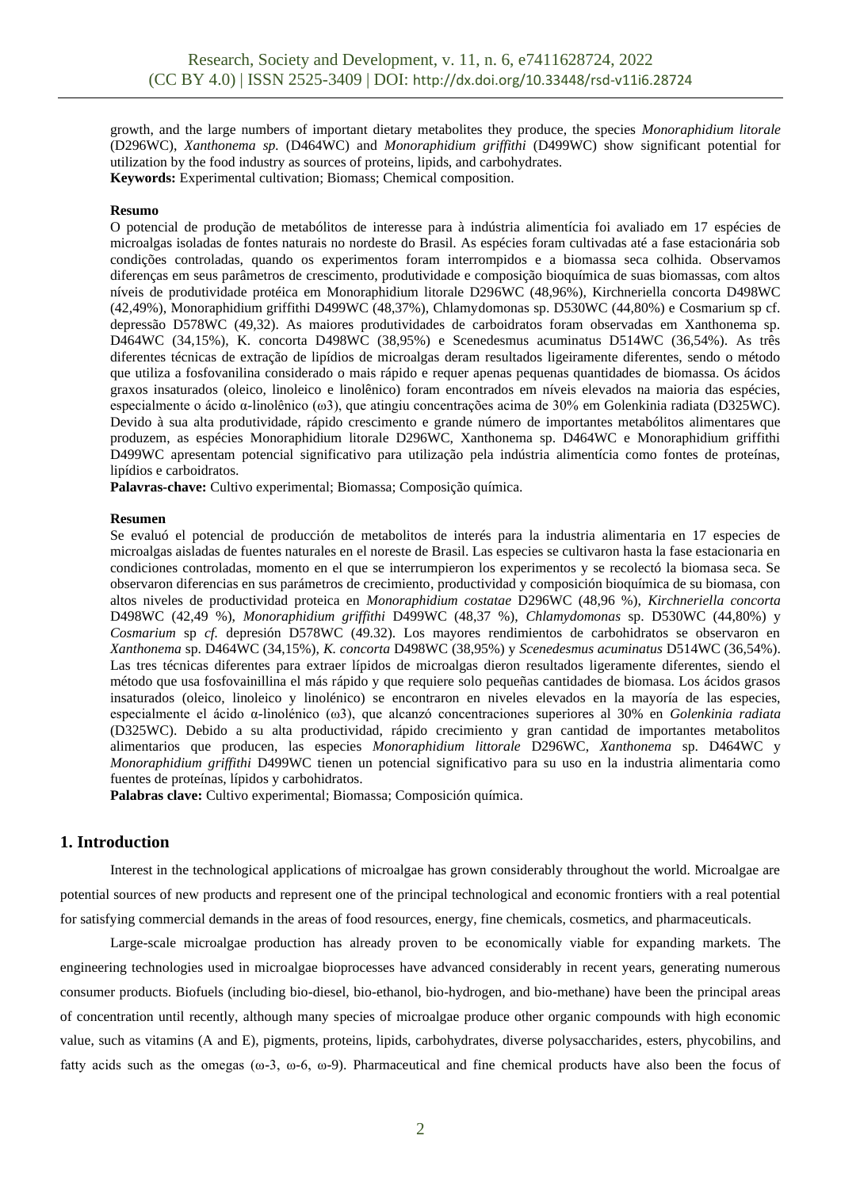growth, and the large numbers of important dietary metabolites they produce, the species *Monoraphidium litorale* (D296WC), *Xanthonema sp.* (D464WC) and *Monoraphidium griffithi* (D499WC) show significant potential for utilization by the food industry as sources of proteins, lipids, and carbohydrates.

**Keywords:** Experimental cultivation; Biomass; Chemical composition.

**Resumo**

O potencial de produção de metabólitos de interesse para à indústria alimentícia foi avaliado em 17 espécies de microalgas isoladas de fontes naturais no nordeste do Brasil. As espécies foram cultivadas até a fase estacionária sob condições controladas, quando os experimentos foram interrompidos e a biomassa seca colhida. Observamos diferenças em seus parâmetros de crescimento, produtividade e composição bioquímica de suas biomassas, com altos níveis de produtividade protéica em Monoraphidium litorale D296WC (48,96%), Kirchneriella concorta D498WC (42,49%), Monoraphidium griffithi D499WC (48,37%), Chlamydomonas sp. D530WC (44,80%) e Cosmarium sp cf. depressão D578WC (49,32). As maiores produtividades de carboidratos foram observadas em Xanthonema sp. D464WC (34,15%), K. concorta D498WC (38,95%) e Scenedesmus acuminatus D514WC (36,54%). As três diferentes técnicas de extração de lipídios de microalgas deram resultados ligeiramente diferentes, sendo o método que utiliza a fosfovanilina considerado o mais rápido e requer apenas pequenas quantidades de biomassa. Os ácidos graxos insaturados (oleico, linoleico e linolênico) foram encontrados em níveis elevados na maioria das espécies, especialmente o ácido α-linolênico (ω3), que atingiu concentrações acima de 30% em Golenkinia radiata (D325WC). Devido à sua alta produtividade, rápido crescimento e grande número de importantes metabólitos alimentares que produzem, as espécies Monoraphidium litorale D296WC, Xanthonema sp. D464WC e Monoraphidium griffithi D499WC apresentam potencial significativo para utilização pela indústria alimentícia como fontes de proteínas, lipídios e carboidratos.

**Palavras-chave:** Cultivo experimental; Biomassa; Composição química.

**Resumen**

Se evaluó el potencial de producción de metabolitos de interés para la industria alimentaria en 17 especies de microalgas aisladas de fuentes naturales en el noreste de Brasil. Las especies se cultivaron hasta la fase estacionaria en condiciones controladas, momento en el que se interrumpieron los experimentos y se recolectó la biomasa seca. Se observaron diferencias en sus parámetros de crecimiento, productividad y composición bioquímica de su biomasa, con altos niveles de productividad proteica en *Monoraphidium costatae* D296WC (48,96 %), *Kirchneriella concorta* D498WC (42,49 %), *Monoraphidium griffithi* D499WC (48,37 %), *Chlamydomonas* sp. D530WC (44,80%) y *Cosmarium* sp *cf.* depresión D578WC (49.32). Los mayores rendimientos de carbohidratos se observaron en *Xanthonema* sp. D464WC (34,15%), *K. concorta* D498WC (38,95%) y *Scenedesmus acuminatus* D514WC (36,54%). Las tres técnicas diferentes para extraer lípidos de microalgas dieron resultados ligeramente diferentes, siendo el método que usa fosfovainillina el más rápido y que requiere solo pequeñas cantidades de biomasa. Los ácidos grasos insaturados (oleico, linoleico y linolénico) se encontraron en niveles elevados en la mayoría de las especies, especialmente el ácido α-linolénico (ω3), que alcanzó concentraciones superiores al 30% en *Golenkinia radiata* (D325WC). Debido a su alta productividad, rápido crecimiento y gran cantidad de importantes metabolitos alimentarios que producen, las especies *Monoraphidium littorale* D296WC, *Xanthonema* sp. D464WC y *Monoraphidium griffithi* D499WC tienen un potencial significativo para su uso en la industria alimentaria como fuentes de proteínas, lípidos y carbohidratos.

**Palabras clave:** Cultivo experimental; Biomassa; Composición química.

## 1. Introduction

Interest in the technological applications of microalgae has grown considerably throughout the world. Microalgae are potential sources of new products and represent one of the principal technological and economic frontiers with a real potential for satisfying commercial demands in the areas of food resources, energy, fine chemicals, cosmetics, and pharmaceuticals.

Large-scale microalgae production has already proven to be economically viable for expanding markets. The engineering technologies used in microalgae bioprocesses have advanced considerably in recent years, generating numerous consumer products. Biofuels (including bio-diesel, bio-ethanol, bio-hydrogen, and bio-methane) have been the principal areas of concentration until recently, although many species of microalgae produce other organic compounds with high economic value, such as vitamins (A and E), pigments, proteins, lipids, carbohydrates, diverse polysaccharides, esters, phycobilins, and fatty acids such as the omegas (ω-3, ω-6, ω-9). Pharmaceutical and fine chemical products have also been the focus of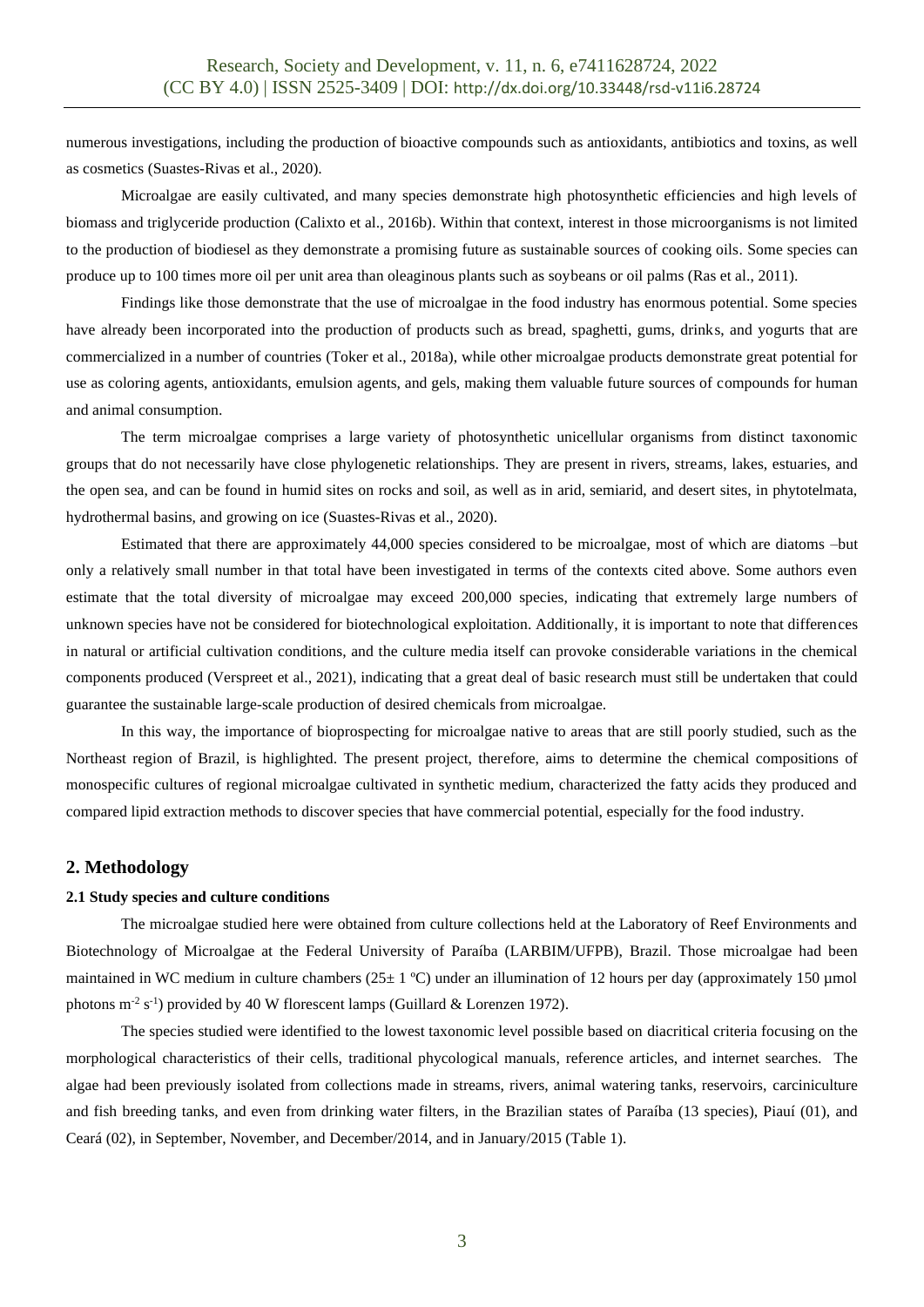numerous investigations, including the production of bioactive compounds such as antioxidants, antibiotics and toxins, as well as cosmetics (Suastes-Rivas et al., 2020).

Microalgae are easily cultivated, and many species demonstrate high photosynthetic efficiencies and high levels of biomass and triglyceride production (Calixto et al., 2016b). Within that context, interest in those microorganisms is not limited to the production of biodiesel as they demonstrate a promising future as sustainable sources of cooking oils. Some species can produce up to 100 times more oil per unit area than oleaginous plants such as soybeans or oil palms (Ras et al., 2011).

Findings like those demonstrate that the use of microalgae in the food industry has enormous potential. Some species have already been incorporated into the production of products such as bread, spaghetti, gums, drinks, and yogurts that are commercialized in a number of countries (Toker et al., 2018a), while other microalgae products demonstrate great potential for use as coloring agents, antioxidants, emulsion agents, and gels, making them valuable future sources of compounds for human and animal consumption.

The term microalgae comprises a large variety of photosynthetic unicellular organisms from distinct taxonomic groups that do not necessarily have close phylogenetic relationships. They are present in rivers, streams, lakes, estuaries, and the open sea, and can be found in humid sites on rocks and soil, as well as in arid, semiarid, and desert sites, in phytotelmata, hydrothermal basins, and growing on ice (Suastes-Rivas et al., 2020).

Estimated that there are approximately 44,000 species considered to be microalgae, most of which are diatoms –but only a relatively small number in that total have been investigated in terms of the contexts cited above. Some authors even estimate that the total diversity of microalgae may exceed 200,000 species, indicating that extremely large numbers of unknown species have not be considered for biotechnological exploitation. Additionally, it is important to note that differences in natural or artificial cultivation conditions, and the culture media itself can provoke considerable variations in the chemical components produced (Verspreet et al., 2021), indicating that a great deal of basic research must still be undertaken that could guarantee the sustainable large-scale production of desired chemicals from microalgae.

In this way, the importance of bioprospecting for microalgae native to areas that are still poorly studied, such as the Northeast region of Brazil, is highlighted. The present project, therefore, aims to determine the chemical compositions of monospecific cultures of regional microalgae cultivated in synthetic medium, characterized the fatty acids they produced and compared lipid extraction methods to discover species that have commercial potential, especially for the food industry.

## 2. Methodology

### 2.1 Study species and culture conditions

The microalgae studied here were obtained from culture collections held at the Laboratory of Reef Environments and Biotechnology of Microalgae at the Federal University of Paraíba (LARBIM/UFPB), Brazil. Those microalgae had been maintained in WC medium in culture chambers (25± 1 ºC) under an illumination of 12 hours per day (approximately 150 µmol photons $m^{-2}$ $s^{-1}$) provided by 40 W florescent lamps (Guillard & Lorenzen 1972).

The species studied were identified to the lowest taxonomic level possible based on diacritical criteria focusing on the morphological characteristics of their cells, traditional phycological manuals, reference articles, and internet searches. The algae had been previously isolated from collections made in streams, rivers, animal watering tanks, reservoirs, carciniculture and fish breeding tanks, and even from drinking water filters, in the Brazilian states of Paraíba (13 species), Piauí (01), and Ceará (02), in September, November, and December/2014, and in January/2015 (Table 1).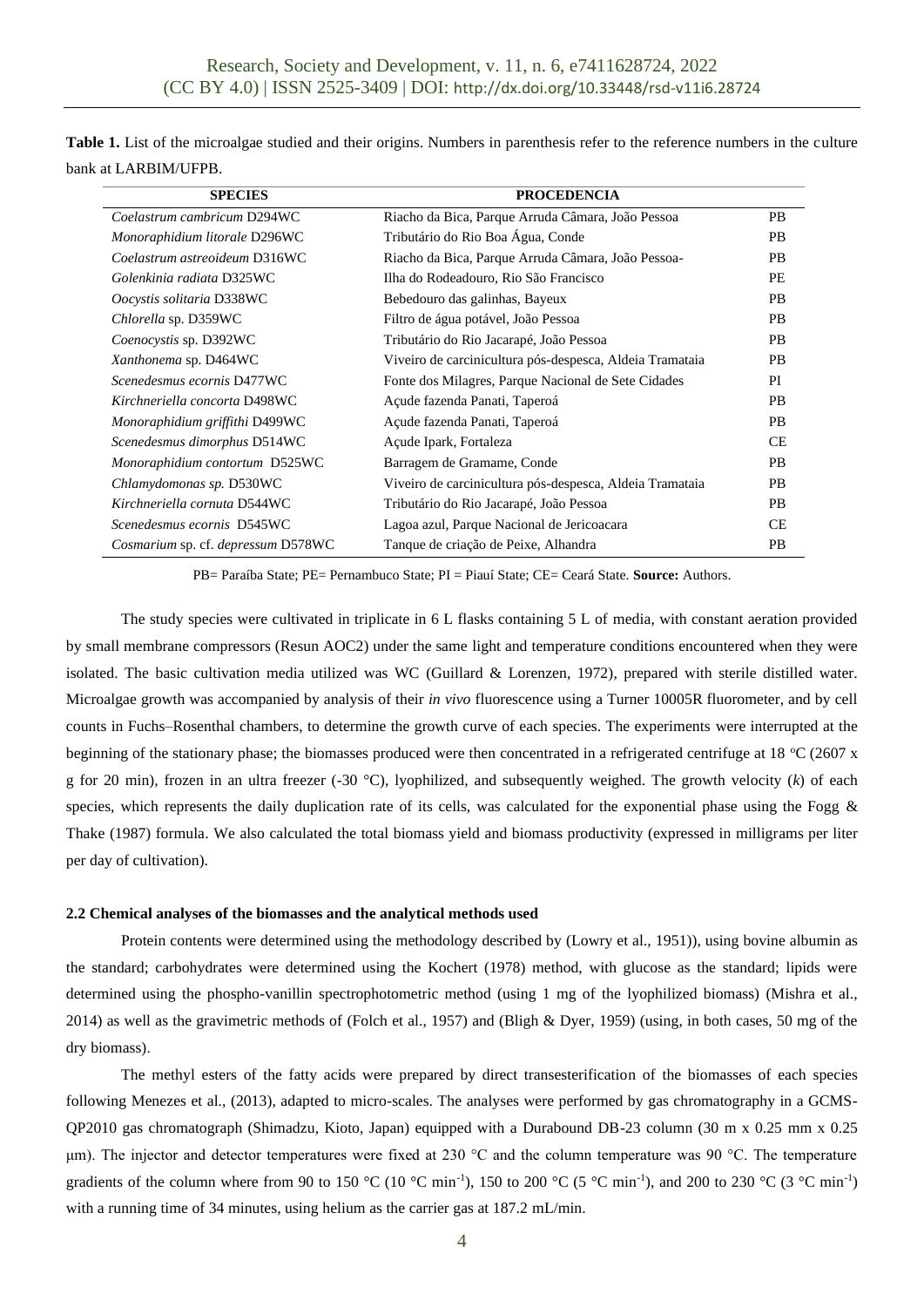**Table 1.** List of the microalgae studied and their origins. Numbers in parenthesis refer to the reference numbers in the culture bank at LARBIM/UFPB.

| SPECIES | PROCEDENCIA | |
|---|---|---|
| *Coelastrum cambricum* D294WC | Riacho da Bica, Parque Arruda Câmara, João Pessoa | PB |
| *Monoraphidium litorale* D296WC | Tributário do Rio Boa Água, Conde | PB |
| *Coelastrum astreoideum* D316WC | Riacho da Bica, Parque Arruda Câmara, João Pessoa- | PB |
| *Golenkinia radiata* D325WC | Ilha do Rodeadouro, Rio São Francisco | PE |
| *Oocystis solitaria* D338WC | Bebedouro das galinhas, Bayeux | PB |
| *Chlorella* sp. D359WC | Filtro de água potável, João Pessoa | PB |
| *Coenocystis* sp. D392WC | Tributário do Rio Jacarapé, João Pessoa | PB |
| *Xanthonema* sp. D464WC | Viveiro de carcinicultura pós-despesca, Aldeia Tramataia | PB |
| *Scenedesmus ecornis* D477WC | Fonte dos Milagres, Parque Nacional de Sete Cidades | PI |
| *Kirchneriella concorta* D498WC | Açude fazenda Panati, Taperoá | PB |
| *Monoraphidium griffithi* D499WC | Açude fazenda Panati, Taperoá | PB |
| *Scenedesmus dimorphus* D514WC | Açude Ipark, Fortaleza | CE |
| *Monoraphidium contortum* D525WC | Barragem de Gramame, Conde | PB |
| *Chlamydomonas sp.* D530WC | Viveiro de carcinicultura pós-despesca, Aldeia Tramataia | PB |
| *Kirchneriella cornuta* D544WC | Tributário do Rio Jacarapé, João Pessoa | PB |
| *Scenedesmus ecornis* D545WC | Lagoa azul, Parque Nacional de Jericoacara | CE |
| *Cosmarium* sp. cf. *depressum* D578WC | Tanque de criação de Peixe, Alhandra | PB |

PB= Paraíba State; PE= Pernambuco State; PI = Piauí State; CE= Ceará State. **Source:** Authors.

The study species were cultivated in triplicate in 6 L flasks containing 5 L of media, with constant aeration provided by small membrane compressors (Resun AOC2) under the same light and temperature conditions encountered when they were isolated. The basic cultivation media utilized was WC (Guillard & Lorenzen, 1972), prepared with sterile distilled water. Microalgae growth was accompanied by analysis of their *in vivo* fluorescence using a Turner 10005R fluorometer, and by cell counts in Fuchs–Rosenthal chambers, to determine the growth curve of each species. The experiments were interrupted at the beginning of the stationary phase; the biomasses produced were then concentrated in a refrigerated centrifuge at 18 °C (2607 x g for 20 min), frozen in an ultra freezer (-30 °C), lyophilized, and subsequently weighed. The growth velocity (*k*) of each species, which represents the daily duplication rate of its cells, was calculated for the exponential phase using the Fogg & Thake (1987) formula. We also calculated the total biomass yield and biomass productivity (expressed in milligrams per liter per day of cultivation).

#### 2.2 Chemical analyses of the biomasses and the analytical methods used

Protein contents were determined using the methodology described by (Lowry et al., 1951)), using bovine albumin as the standard; carbohydrates were determined using the Kochert (1978) method, with glucose as the standard; lipids were determined using the phospho-vanillin spectrophotometric method (using 1 mg of the lyophilized biomass) (Mishra et al., 2014) as well as the gravimetric methods of (Folch et al., 1957) and (Bligh & Dyer, 1959) (using, in both cases, 50 mg of the dry biomass).

The methyl esters of the fatty acids were prepared by direct transesterification of the biomasses of each species following Menezes et al., (2013), adapted to micro-scales. The analyses were performed by gas chromatography in a GCMS-QP2010 gas chromatograph (Shimadzu, Kioto, Japan) equipped with a Durabound DB-23 column (30 m x 0.25 mm x 0.25 μm). The injector and detector temperatures were fixed at 230 °C and the column temperature was 90 °C. The temperature gradients of the column where from 90 to 150 °C (10 °C $min^{-1}$), 150 to 200 °C (5 °C $min^{-1}$), and 200 to 230 °C (3 °C $min^{-1}$) with a running time of 34 minutes, using helium as the carrier gas at 187.2 mL/min.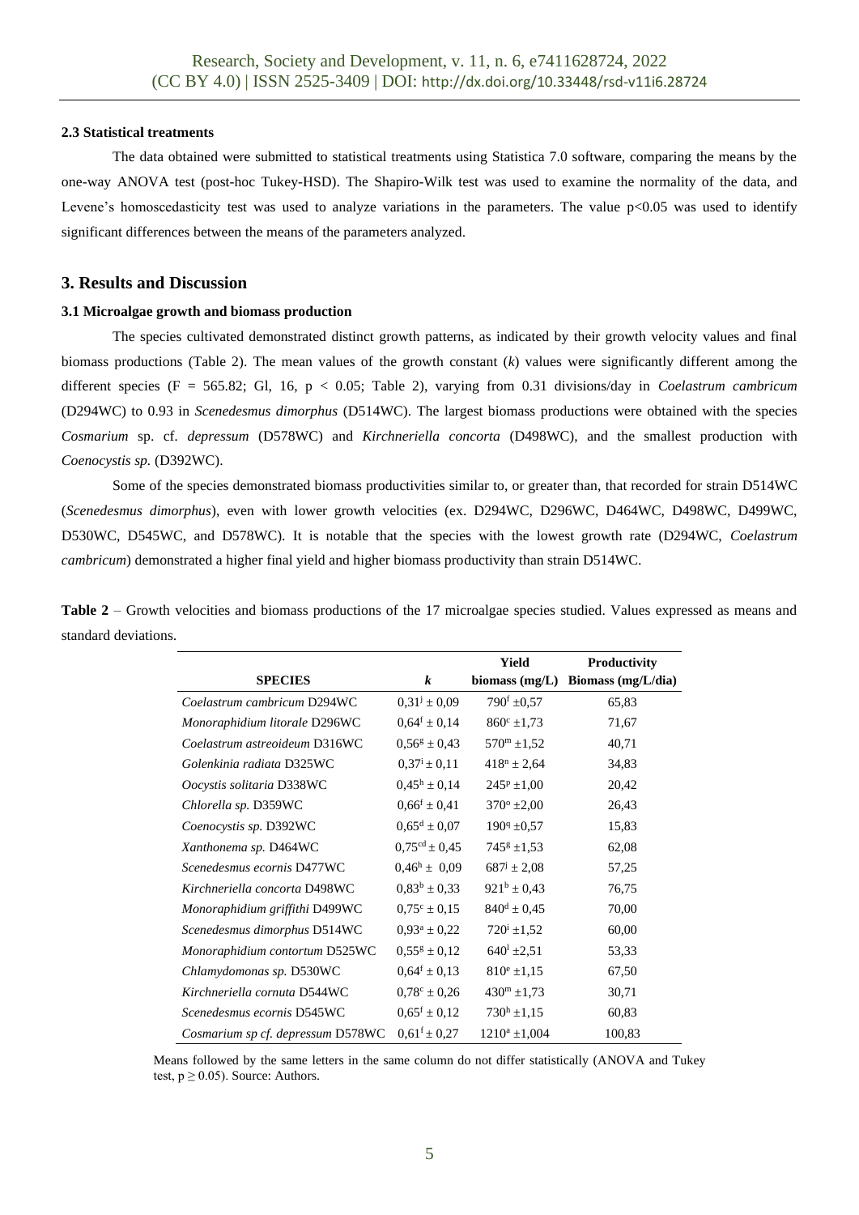### 2.3 Statistical treatments

The data obtained were submitted to statistical treatments using Statistica 7.0 software, comparing the means by the one-way ANOVA test (post-hoc Tukey-HSD). The Shapiro-Wilk test was used to examine the normality of the data, and Levene's homoscedasticity test was used to analyze variations in the parameters. The value $p<0.05$ was used to identify significant differences between the means of the parameters analyzed.

## 3. Results and Discussion

### 3.1 Microalgae growth and biomass production

The species cultivated demonstrated distinct growth patterns, as indicated by their growth velocity values and final biomass productions (Table 2). The mean values of the growth constant ($k$) values were significantly different among the different species ($F = 565.82$; Gl, 16, $p < 0.05$; Table 2), varying from 0.31 divisions/day in *Coelastrum cambricum* (D294WC) to 0.93 in *Scenedesmus dimorphus* (D514WC). The largest biomass productions were obtained with the species *Cosmarium* sp. cf. *depressum* (D578WC) and *Kirchneriella concorta* (D498WC), and the smallest production with *Coenocystis sp.* (D392WC).

Some of the species demonstrated biomass productivities similar to, or greater than, that recorded for strain D514WC (*Scenedesmus dimorphus*), even with lower growth velocities (ex. D294WC, D296WC, D464WC, D498WC, D499WC, D530WC, D545WC, and D578WC). It is notable that the species with the lowest growth rate (D294WC, *Coelastrum cambricum*) demonstrated a higher final yield and higher biomass productivity than strain D514WC.

**Table 2** – Growth velocities and biomass productions of the 17 microalgae species studied. Values expressed as means and standard deviations.

| SPECIES | $k$ | Yield biomass (mg/L) | Productivity Biomass (mg/L/dia) |
|---|---|---|---|
| *Coelastrum cambricum* D294WC | $0{,}31^{j} \pm 0{,}09$ | $790^{f} \pm 0{,}57$ | 65,83 |
| *Monoraphidium litorale* D296WC | $0{,}64^{f} \pm 0{,}14$ | $860^{c} \pm 1{,}73$ | 71,67 |
| *Coelastrum astreoideum* D316WC | $0{,}56^{g} \pm 0{,}43$ | $570^{m} \pm 1{,}52$ | 40,71 |
| *Golenkinia radiata* D325WC | $0{,}37^{i} \pm 0{,}11$ | $418^{n} \pm 2{,}64$ | 34,83 |
| *Oocystis solitaria* D338WC | $0{,}45^{h} \pm 0{,}14$ | $245^{p} \pm 1{,}00$ | 20,42 |
| *Chlorella sp.* D359WC | $0{,}66^{f} \pm 0{,}41$ | $370^{o} \pm 2{,}00$ | 26,43 |
| *Coenocystis sp.* D392WC | $0{,}65^{d} \pm 0{,}07$ | $190^{q} \pm 0{,}57$ | 15,83 |
| *Xanthonema sp.* D464WC | $0{,}75^{cd} \pm 0{,}45$ | $745^{g} \pm 1{,}53$ | 62,08 |
| *Scenedesmus ecornis* D477WC | $0{,}46^{h} \pm 0{,}09$ | $687^{j} \pm 2{,}08$ | 57,25 |
| *Kirchneriella concorta* D498WC | $0{,}83^{b} \pm 0{,}33$ | $921^{b} \pm 0{,}43$ | 76,75 |
| *Monoraphidium griffithi* D499WC | $0{,}75^{c} \pm 0{,}15$ | $840^{d} \pm 0{,}45$ | 70,00 |
| *Scenedesmus dimorphus* D514WC | $0{,}93^{a} \pm 0{,}22$ | $720^{i} \pm 1{,}52$ | 60,00 |
| *Monoraphidium contortum* D525WC | $0{,}55^{g} \pm 0{,}12$ | $640^{l} \pm 2{,}51$ | 53,33 |
| *Chlamydomonas sp.* D530WC | $0{,}64^{f} \pm 0{,}13$ | $810^{e} \pm 1{,}15$ | 67,50 |
| *Kirchneriella cornuta* D544WC | $0{,}78^{c} \pm 0{,}26$ | $430^{m} \pm 1{,}73$ | 30,71 |
| *Scenedesmus ecornis* D545WC | $0{,}65^{f} \pm 0{,}12$ | $730^{h} \pm 1{,}15$ | 60,83 |
| *Cosmarium sp cf. depressum* D578WC | $0{,}61^{f} \pm 0{,}27$ | $1210^{a} \pm 1{,}004$ | 100,83 |

Means followed by the same letters in the same column do not differ statistically (ANOVA and Tukey test, $p \geq 0.05$). Source: Authors.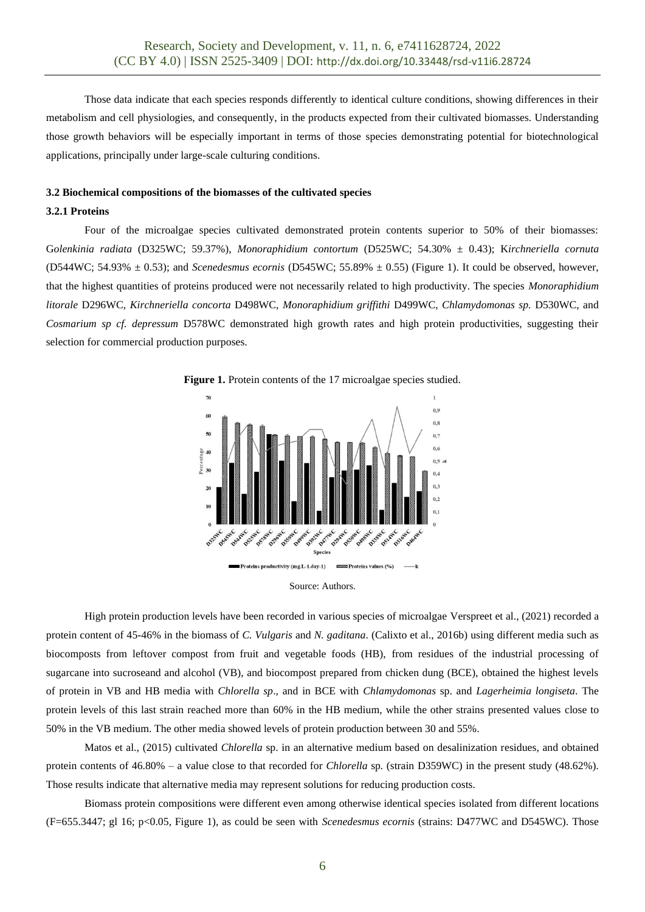Those data indicate that each species responds differently to identical culture conditions, showing differences in their metabolism and cell physiologies, and consequently, in the products expected from their cultivated biomasses. Understanding those growth behaviors will be especially important in terms of those species demonstrating potential for biotechnological applications, principally under large-scale culturing conditions.

### 3.2 Biochemical compositions of the biomasses of the cultivated species

#### 3.2.1 Proteins

Four of the microalgae species cultivated demonstrated protein contents superior to 50% of their biomasses: G*olenkinia radiata* (D325WC; 59.37%), *Monoraphidium contortum* (D525WC; 54.30% ± 0.43); K*irchneriella cornuta* (D544WC; 54.93% ± 0.53); and *Scenedesmus ecornis* (D545WC; 55.89% ± 0.55) (Figure 1). It could be observed, however, that the highest quantities of proteins produced were not necessarily related to high productivity. The species *Monoraphidium litorale* D296WC, *Kirchneriella concorta* D498WC, *Monoraphidium griffithi* D499WC, *Chlamydomonas sp.* D530WC, and *Cosmarium sp cf. depressum* D578WC demonstrated high growth rates and high protein productivities, suggesting their selection for commercial production purposes.

**Figure 1.** Protein contents of the 17 microalgae species studied.

Source: Authors.

High protein production levels have been recorded in various species of microalgae Verspreet et al., (2021) recorded a protein content of 45-46% in the biomass of *C. Vulgaris* and *N. gaditana*. (Calixto et al., 2016b) using different media such as biocomposts from leftover compost from fruit and vegetable foods (HB), from residues of the industrial processing of sugarcane into sucroseand and alcohol (VB), and biocompost prepared from chicken dung (BCE), obtained the highest levels of protein in VB and HB media with *Chlorella sp*., and in BCE with *Chlamydomonas* sp. and *Lagerheimia longiseta*. The protein levels of this last strain reached more than 60% in the HB medium, while the other strains presented values close to 50% in the VB medium. The other media showed levels of protein production between 30 and 55%.

Matos et al., (2015) cultivated *Chlorella* sp. in an alternative medium based on desalinization residues, and obtained protein contents of 46.80% – a value close to that recorded for *Chlorella* sp. (strain D359WC) in the present study (48.62%). Those results indicate that alternative media may represent solutions for reducing production costs.

Biomass protein compositions were different even among otherwise identical species isolated from different locations (F=655.3447; gl 16; $p<0.05$, Figure 1), as could be seen with *Scenedesmus ecornis* (strains: D477WC and D545WC). Those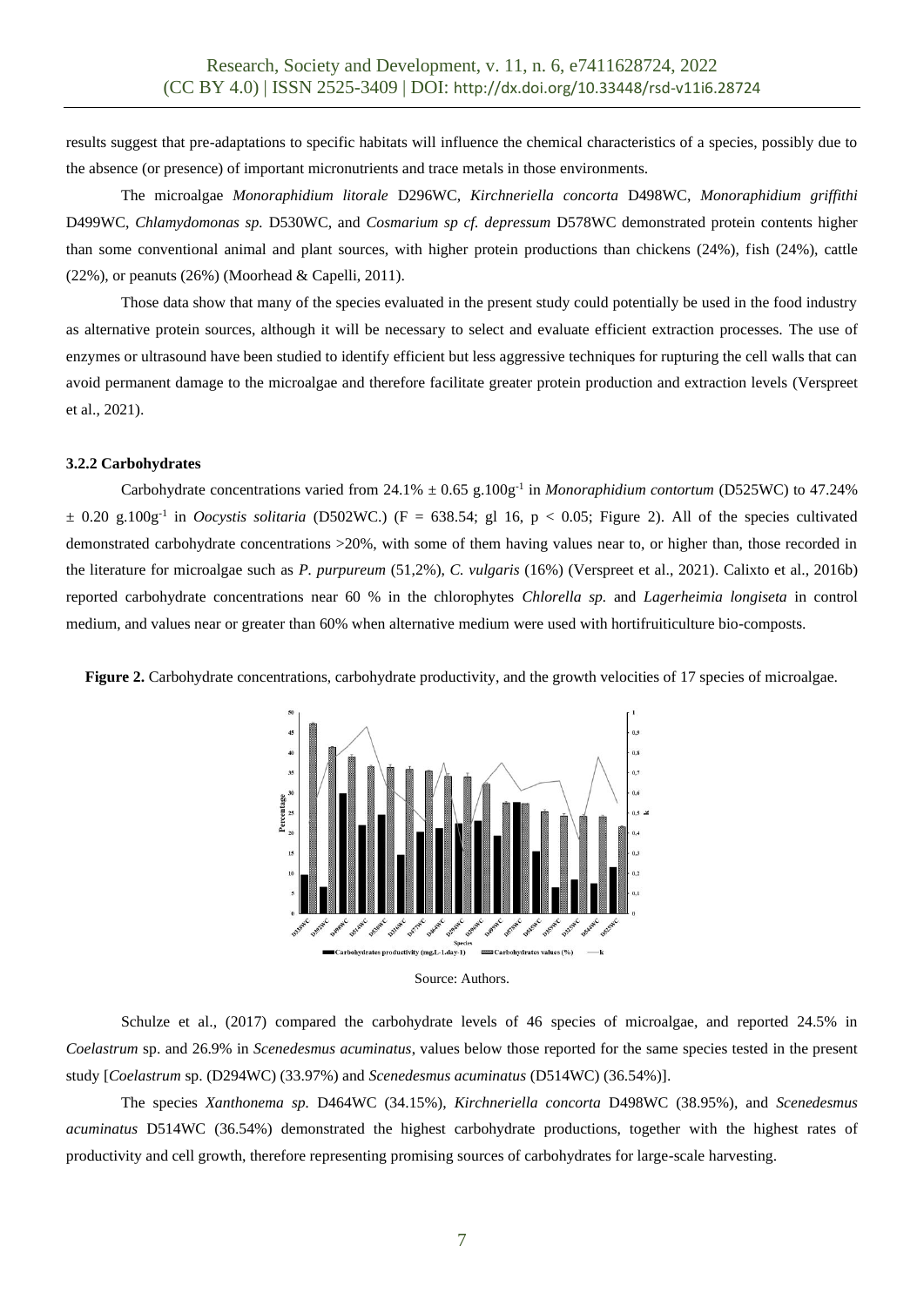results suggest that pre-adaptations to specific habitats will influence the chemical characteristics of a species, possibly due to the absence (or presence) of important micronutrients and trace metals in those environments.

The microalgae *Monoraphidium litorale* D296WC, *Kirchneriella concorta* D498WC, *Monoraphidium griffithi* D499WC, *Chlamydomonas sp.* D530WC, and *Cosmarium sp cf. depressum* D578WC demonstrated protein contents higher than some conventional animal and plant sources, with higher protein productions than chickens (24%), fish (24%), cattle (22%), or peanuts (26%) (Moorhead & Capelli, 2011).

Those data show that many of the species evaluated in the present study could potentially be used in the food industry as alternative protein sources, although it will be necessary to select and evaluate efficient extraction processes. The use of enzymes or ultrasound have been studied to identify efficient but less aggressive techniques for rupturing the cell walls that can avoid permanent damage to the microalgae and therefore facilitate greater protein production and extraction levels (Verspreet et al., 2021).

### 3.2.2 Carbohydrates

Carbohydrate concentrations varied from 24.1% ± 0.65 $g.100g^{-1}$ in *Monoraphidium contortum* (D525WC) to 47.24% ± 0.20 $g.100g^{-1}$ in *Oocystis solitaria* (D502WC.) ($F = 638.54$; gl 16, $p < 0.05$; Figure 2). All of the species cultivated demonstrated carbohydrate concentrations >20%, with some of them having values near to, or higher than, those recorded in the literature for microalgae such as *P. purpureum* (51,2%), *C. vulgaris* (16%) (Verspreet et al., 2021). Calixto et al., 2016b) reported carbohydrate concentrations near 60 % in the chlorophytes *Chlorella sp.* and *Lagerheimia longiseta* in control medium, and values near or greater than 60% when alternative medium were used with hortifruiticulture bio-composts.

**Figure 2.** Carbohydrate concentrations, carbohydrate productivity, and the growth velocities of 17 species of microalgae.

Source: Authors.

Schulze et al., (2017) compared the carbohydrate levels of 46 species of microalgae, and reported 24.5% in *Coelastrum* sp. and 26.9% in *Scenedesmus acuminatus*, values below those reported for the same species tested in the present study [*Coelastrum* sp. (D294WC) (33.97%) and *Scenedesmus acuminatus* (D514WC) (36.54%)].

The species *Xanthonema sp.* D464WC (34.15%), *Kirchneriella concorta* D498WC (38.95%), and *Scenedesmus acuminatus* D514WC (36.54%) demonstrated the highest carbohydrate productions, together with the highest rates of productivity and cell growth, therefore representing promising sources of carbohydrates for large-scale harvesting.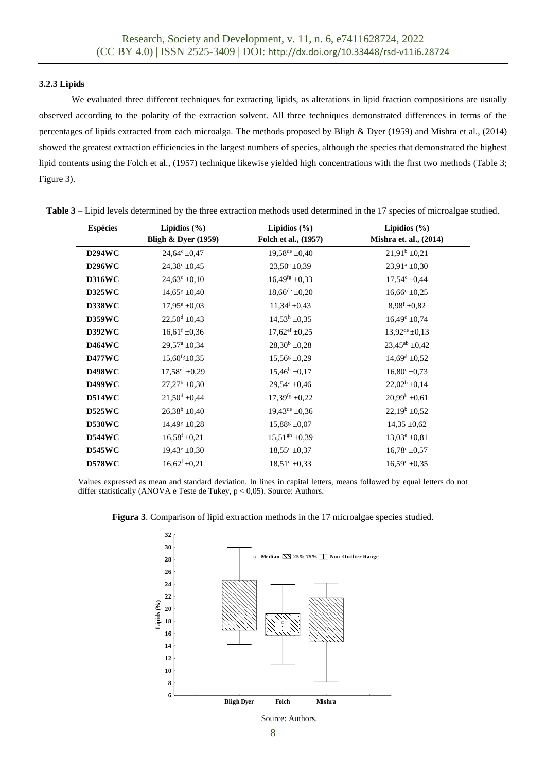### 3.2.3 Lipids

We evaluated three different techniques for extracting lipids, as alterations in lipid fraction compositions are usually observed according to the polarity of the extraction solvent. All three techniques demonstrated differences in terms of the percentages of lipids extracted from each microalga. The methods proposed by Bligh & Dyer (1959) and Mishra et al., (2014) showed the greatest extraction efficiencies in the largest numbers of species, although the species that demonstrated the highest lipid contents using the Folch et al., (1957) technique likewise yielded high concentrations with the first two methods (Table 3; Figure 3).

**Table 3 –** Lipid levels determined by the three extraction methods used determined in the 17 species of microalgae studied.

| Espécies | Lipídios (%) Bligh & Dyer (1959) | Lipídios (%) Folch et al., (1957) | Lipídios (%) Mishra et. al., (2014) |
|---|---|---|---|
| **D294WC** | $24{,}64^{c} \pm 0{,}47$ | $19{,}58^{de} \pm 0{,}40$ | $21{,}91^{b} \pm 0{,}21$ |
| **D296WC** | $24{,}38^{c} \pm 0{,}45$ | $23{,}50^{c} \pm 0{,}39$ | $23{,}91^{a} \pm 0{,}30$ |
| **D316WC** | $24{,}63^{c} \pm 0{,}10$ | $16{,}49^{fg} \pm 0{,}33$ | $17{,}54^{c} \pm 0{,}44$ |
| **D325WC** | $14{,}65^{g} \pm 0{,}40$ | $18{,}66^{de} \pm 0{,}20$ | $16{,}66^{c} \pm 0{,}25$ |
| **D338WC** | $17{,}95^{e} \pm 0{,}03$ | $11{,}34^{i} \pm 0{,}43$ | $8{,}98^{f} \pm 0{,}82$ |
| **D359WC** | $22{,}50^{d} \pm 0{,}43$ | $14{,}53^{h} \pm 0{,}35$ | $16{,}49^{c} \pm 0{,}74$ |
| **D392WC** | $16{,}61^{f} \pm 0{,}36$ | $17{,}62^{ef} \pm 0{,}25$ | $13{,}92^{de} \pm 0{,}13$ |
| **D464WC** | $29{,}57^{a} \pm 0{,}34$ | $28{,}30^{b} \pm 0{,}28$ | $23{,}45^{ab} \pm 0{,}42$ |
| **D477WC** | $15{,}60^{fg} \pm 0{,}35$ | $15{,}56^{g} \pm 0{,}29$ | $14{,}69^{d} \pm 0{,}52$ |
| **D498WC** | $17{,}58^{ef} \pm 0{,}29$ | $15{,}46^{h} \pm 0{,}17$ | $16{,}80^{c} \pm 0{,}73$ |
| **D499WC** | $27{,}27^{b} \pm 0{,}30$ | $29{,}54^{a} \pm 0{,}46$ | $22{,}02^{b} \pm 0{,}14$ |
| **D514WC** | $21{,}50^{d} \pm 0{,}44$ | $17{,}39^{fg} \pm 0{,}22$ | $20{,}99^{b} \pm 0{,}61$ |
| **D525WC** | $26{,}38^{b} \pm 0{,}40$ | $19{,}43^{de} \pm 0{,}36$ | $22{,}19^{b} \pm 0{,}52$ |
| **D530WC** | $14{,}49^{g} \pm 0{,}28$ | $15{,}88^{g} \pm 0{,}07$ | $14{,}35 \pm 0{,}62$ |
| **D544WC** | $16{,}58^{f} \pm 0{,}21$ | $15{,}51^{gh} \pm 0{,}39$ | $13{,}03^{e} \pm 0{,}81$ |
| **D545WC** | $19{,}43^{e} \pm 0{,}30$ | $18{,}55^{e} \pm 0{,}37$ | $16{,}78^{c} \pm 0{,}57$ |
| **D578WC** | $16{,}62^{f} \pm 0{,}21$ | $18{,}51^{e} \pm 0{,}33$ | $16{,}59^{c} \pm 0{,}35$ |

Values expressed as mean and standard deviation. In lines in capital letters, means followed by equal letters do not differ statistically (ANOVA e Teste de Tukey, $p < 0{,}05$). Source: Authors.

**Figura 3**. Comparison of lipid extraction methods in the 17 microalgae species studied.

Source: Authors.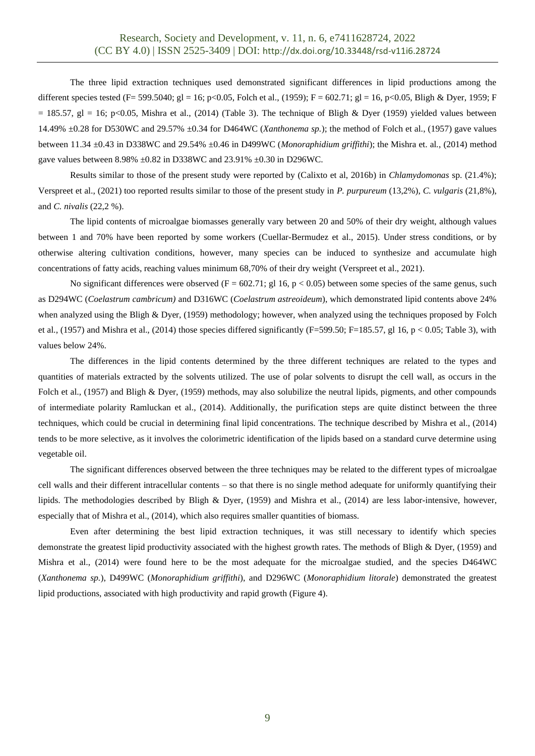The three lipid extraction techniques used demonstrated significant differences in lipid productions among the different species tested (F= 599.5040; gl = 16; $p<0.05$, Folch et al., (1959); F = 602.71; gl = 16, $p<0.05$, Bligh & Dyer, 1959; F = 185.57, gl = 16; $p<0.05$, Mishra et al., (2014) (Table 3). The technique of Bligh & Dyer (1959) yielded values between 14.49% ±0.28 for D530WC and 29.57% ±0.34 for D464WC (*Xanthonema sp.*); the method of Folch et al., (1957) gave values between 11.34 ±0.43 in D338WC and 29.54% ±0.46 in D499WC (*Monoraphidium griffithi*); the Mishra et. al., (2014) method gave values between 8.98% ±0.82 in D338WC and 23.91% ±0.30 in D296WC.

Results similar to those of the present study were reported by (Calixto et al, 2016b) in *Chlamydomonas* sp. (21.4%); Verspreet et al., (2021) too reported results similar to those of the present study in *P. purpureum* (13,2%), *C. vulgaris* (21,8%), and *C. nivalis* (22,2 %).

The lipid contents of microalgae biomasses generally vary between 20 and 50% of their dry weight, although values between 1 and 70% have been reported by some workers (Cuellar-Bermudez et al., 2015). Under stress conditions, or by otherwise altering cultivation conditions, however, many species can be induced to synthesize and accumulate high concentrations of fatty acids, reaching values minimum 68,70% of their dry weight (Verspreet et al., 2021).

No significant differences were observed (F = 602.71; gl 16, $p < 0.05$) between some species of the same genus, such as D294WC (*Coelastrum cambricum)* and D316WC (*Coelastrum astreoideum*), which demonstrated lipid contents above 24% when analyzed using the Bligh & Dyer, (1959) methodology; however, when analyzed using the techniques proposed by Folch et al., (1957) and Mishra et al., (2014) those species differed significantly (F=599.50; F=185.57, gl 16, $p < 0.05$; Table 3), with values below 24%.

The differences in the lipid contents determined by the three different techniques are related to the types and quantities of materials extracted by the solvents utilized. The use of polar solvents to disrupt the cell wall, as occurs in the Folch et al., (1957) and Bligh & Dyer, (1959) methods, may also solubilize the neutral lipids, pigments, and other compounds of intermediate polarity Ramluckan et al., (2014). Additionally, the purification steps are quite distinct between the three techniques, which could be crucial in determining final lipid concentrations. The technique described by Mishra et al., (2014) tends to be more selective, as it involves the colorimetric identification of the lipids based on a standard curve determine using vegetable oil.

The significant differences observed between the three techniques may be related to the different types of microalgae cell walls and their different intracellular contents – so that there is no single method adequate for uniformly quantifying their lipids. The methodologies described by Bligh & Dyer, (1959) and Mishra et al., (2014) are less labor-intensive, however, especially that of Mishra et al., (2014), which also requires smaller quantities of biomass.

Even after determining the best lipid extraction techniques, it was still necessary to identify which species demonstrate the greatest lipid productivity associated with the highest growth rates. The methods of Bligh & Dyer, (1959) and Mishra et al., (2014) were found here to be the most adequate for the microalgae studied, and the species D464WC (*Xanthonema sp.*), D499WC (*Monoraphidium griffithi*), and D296WC (*Monoraphidium litorale*) demonstrated the greatest lipid productions, associated with high productivity and rapid growth (Figure 4).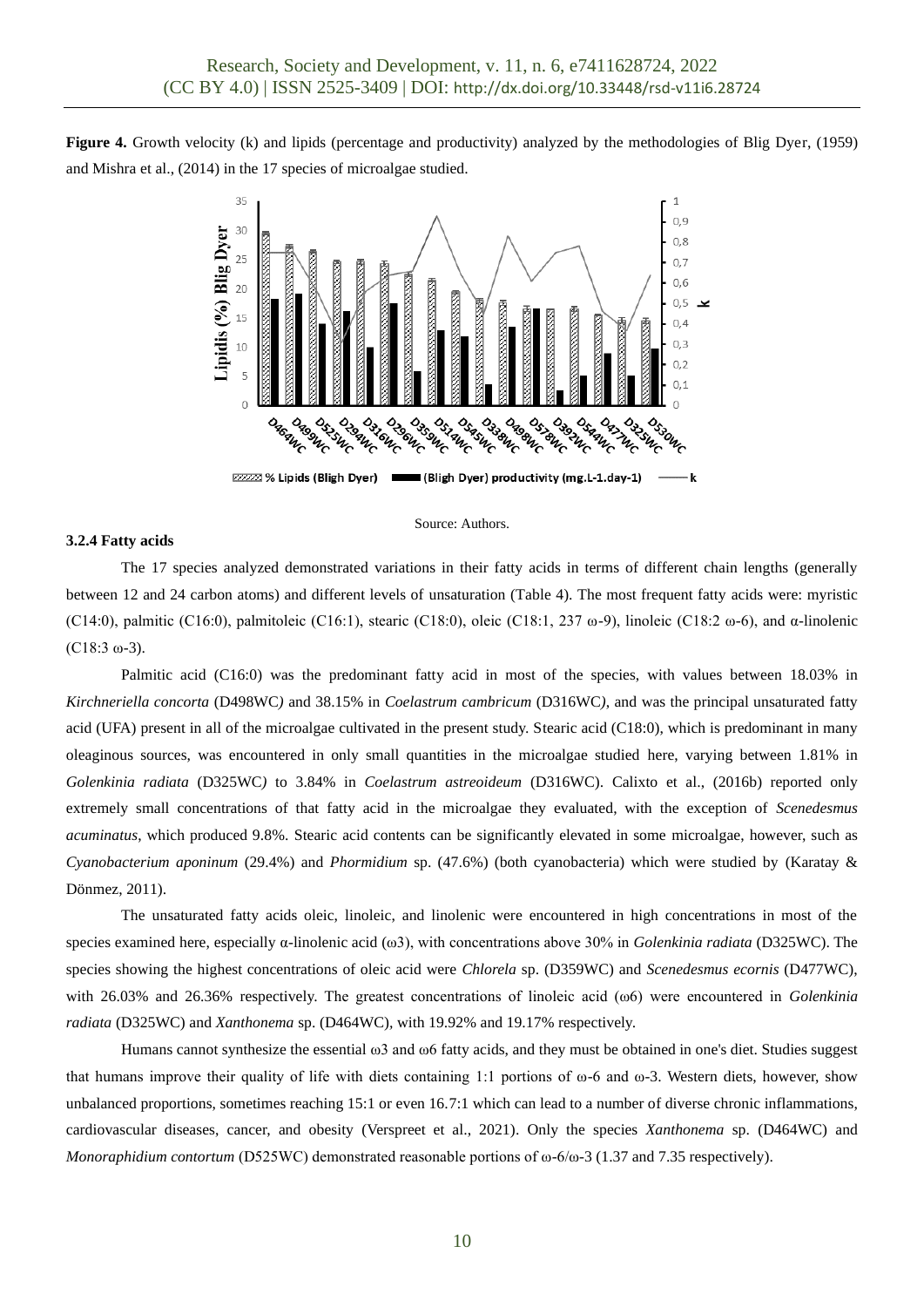**Figure 4.** Growth velocity (k) and lipids (percentage and productivity) analyzed by the methodologies of Blig Dyer, (1959) and Mishra et al., (2014) in the 17 species of microalgae studied.

Source: Authors.

### 3.2.4 Fatty acids

The 17 species analyzed demonstrated variations in their fatty acids in terms of different chain lengths (generally between 12 and 24 carbon atoms) and different levels of unsaturation (Table 4). The most frequent fatty acids were: myristic (C14:0), palmitic (C16:0), palmitoleic (C16:1), stearic (C18:0), oleic (C18:1, 237 ω-9), linoleic (C18:2 ω-6), and α-linolenic (C18:3 ω-3).

Palmitic acid (C16:0) was the predominant fatty acid in most of the species, with values between 18.03% in *Kirchneriella concorta* (D498WC*)* and 38.15% in *Coelastrum cambricum* (D316WC*)*, and was the principal unsaturated fatty acid (UFA) present in all of the microalgae cultivated in the present study. Stearic acid (C18:0), which is predominant in many oleaginous sources, was encountered in only small quantities in the microalgae studied here, varying between 1.81% in *Golenkinia radiata* (D325WC*)* to 3.84% in *Coelastrum astreoideum* (D316WC). Calixto et al., (2016b) reported only extremely small concentrations of that fatty acid in the microalgae they evaluated, with the exception of *Scenedesmus acuminatus*, which produced 9.8%. Stearic acid contents can be significantly elevated in some microalgae, however, such as *Cyanobacterium aponinum* (29.4%) and *Phormidium* sp. (47.6%) (both cyanobacteria) which were studied by (Karatay & Dönmez, 2011).

The unsaturated fatty acids oleic, linoleic, and linolenic were encountered in high concentrations in most of the species examined here, especially α-linolenic acid (ω3), with concentrations above 30% in *Golenkinia radiata* (D325WC). The species showing the highest concentrations of oleic acid were *Chlorela* sp. (D359WC) and *Scenedesmus ecornis* (D477WC), with 26.03% and 26.36% respectively. The greatest concentrations of linoleic acid (ω6) were encountered in *Golenkinia radiata* (D325WC) and *Xanthonema* sp. (D464WC), with 19.92% and 19.17% respectively.

Humans cannot synthesize the essential ω3 and ω6 fatty acids, and they must be obtained in one's diet. Studies suggest that humans improve their quality of life with diets containing 1:1 portions of ω-6 and ω-3. Western diets, however, show unbalanced proportions, sometimes reaching 15:1 or even 16.7:1 which can lead to a number of diverse chronic inflammations, cardiovascular diseases, cancer, and obesity (Verspreet et al., 2021). Only the species *Xanthonema* sp. (D464WC) and *Monoraphidium contortum* (D525WC) demonstrated reasonable portions of ω-6/ω-3 (1.37 and 7.35 respectively).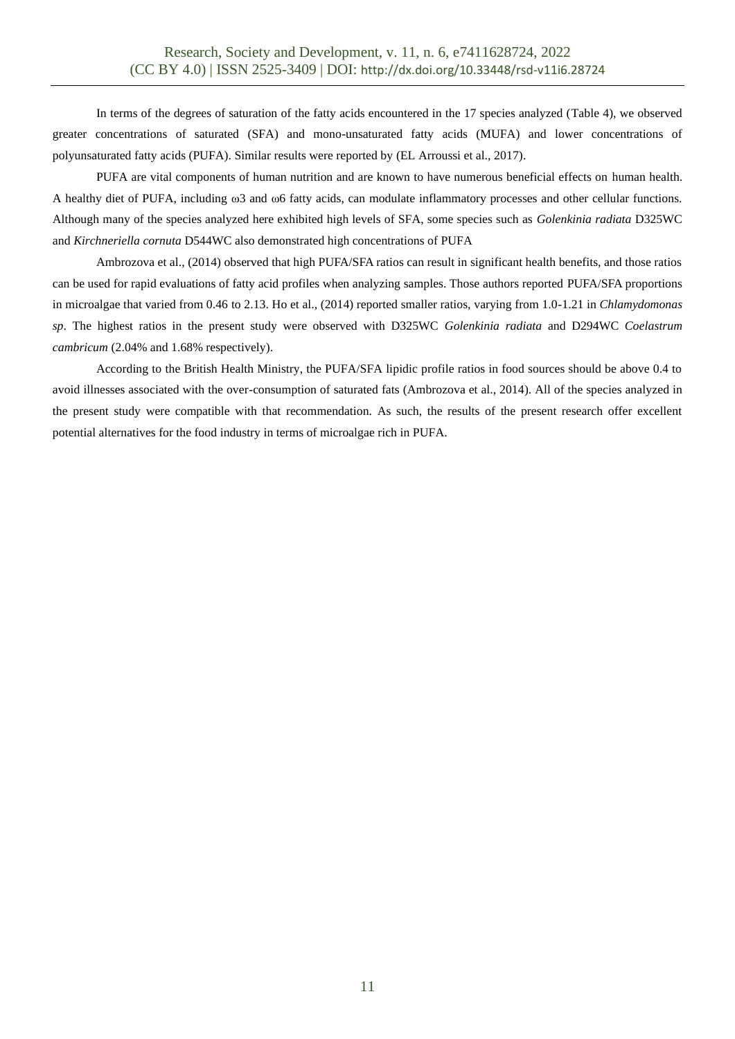In terms of the degrees of saturation of the fatty acids encountered in the 17 species analyzed (Table 4), we observed greater concentrations of saturated (SFA) and mono-unsaturated fatty acids (MUFA) and lower concentrations of polyunsaturated fatty acids (PUFA). Similar results were reported by (EL Arroussi et al., 2017).

PUFA are vital components of human nutrition and are known to have numerous beneficial effects on human health. A healthy diet of PUFA, including ω3 and ω6 fatty acids, can modulate inflammatory processes and other cellular functions. Although many of the species analyzed here exhibited high levels of SFA, some species such as *Golenkinia radiata* D325WC and *Kirchneriella cornuta* D544WC also demonstrated high concentrations of PUFA

Ambrozova et al., (2014) observed that high PUFA/SFA ratios can result in significant health benefits, and those ratios can be used for rapid evaluations of fatty acid profiles when analyzing samples. Those authors reported PUFA/SFA proportions in microalgae that varied from 0.46 to 2.13. Ho et al., (2014) reported smaller ratios, varying from 1.0-1.21 in *Chlamydomonas sp*. The highest ratios in the present study were observed with D325WC *Golenkinia radiata* and D294WC *Coelastrum cambricum* (2.04% and 1.68% respectively).

According to the British Health Ministry, the PUFA/SFA lipidic profile ratios in food sources should be above 0.4 to avoid illnesses associated with the over-consumption of saturated fats (Ambrozova et al., 2014). All of the species analyzed in the present study were compatible with that recommendation. As such, the results of the present research offer excellent potential alternatives for the food industry in terms of microalgae rich in PUFA.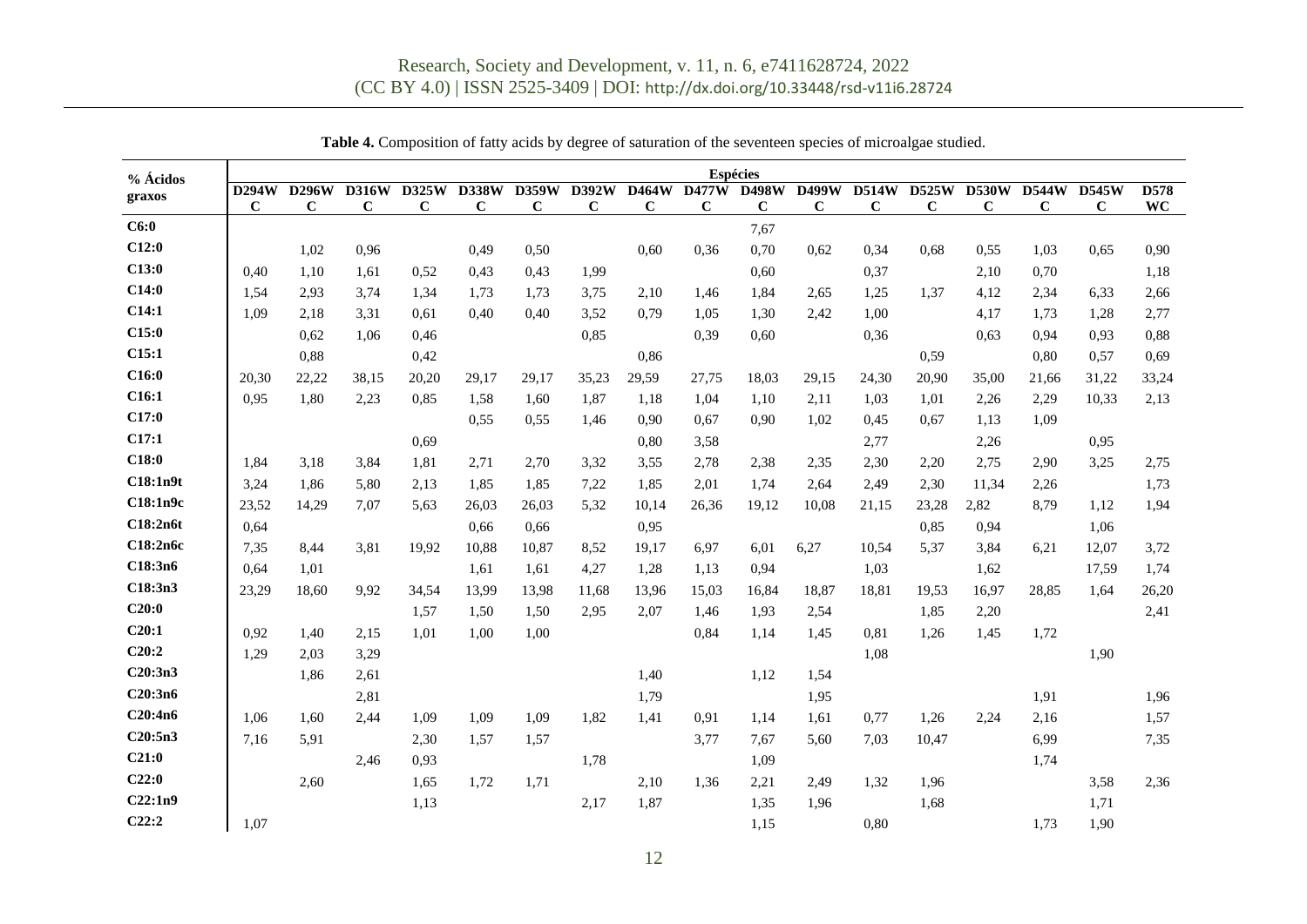**Table 4.** Composition of fatty acids by degree of saturation of the seventeen species of microalgae studied.

| % Ácidos graxos | Espécies | | | | | | | | | | | | | | | | |
|---|---|---|---|---|---|---|---|---|---|---|---|---|---|---|---|---|---|
| | D294WC | D296WC | D316WC | D325WC | D338WC | D359WC | D392WC | D464WC | D477WC | D498WC | D499WC | D514WC | D525WC | D530WC | D544WC | D545WC | D578WC |
| **C6:0** | | | | | | | | | | 7,67 | | | | | | | |
| **C12:0** | | 1,02 | 0,96 | | 0,49 | 0,50 | | 0,60 | 0,36 | 0,70 | 0,62 | 0,34 | 0,68 | 0,55 | 1,03 | 0,65 | 0,90 |
| **C13:0** | 0,40 | 1,10 | 1,61 | 0,52 | 0,43 | 0,43 | 1,99 | | | 0,60 | | 0,37 | | 2,10 | 0,70 | | 1,18 |
| **C14:0** | 1,54 | 2,93 | 3,74 | 1,34 | 1,73 | 1,73 | 3,75 | 2,10 | 1,46 | 1,84 | 2,65 | 1,25 | 1,37 | 4,12 | 2,34 | 6,33 | 2,66 |
| **C14:1** | 1,09 | 2,18 | 3,31 | 0,61 | 0,40 | 0,40 | 3,52 | 0,79 | 1,05 | 1,30 | 2,42 | 1,00 | | 4,17 | 1,73 | 1,28 | 2,77 |
| **C15:0** | | 0,62 | 1,06 | 0,46 | | | 0,85 | | 0,39 | 0,60 | | 0,36 | | 0,63 | 0,94 | 0,93 | 0,88 |
| **C15:1** | | 0,88 | | 0,42 | | | | 0,86 | | | | | 0,59 | | 0,80 | 0,57 | 0,69 |
| **C16:0** | 20,30 | 22,22 | 38,15 | 20,20 | 29,17 | 29,17 | 35,23 | 29,59 | 27,75 | 18,03 | 29,15 | 24,30 | 20,90 | 35,00 | 21,66 | 31,22 | 33,24 |
| **C16:1** | 0,95 | 1,80 | 2,23 | 0,85 | 1,58 | 1,60 | 1,87 | 1,18 | 1,04 | 1,10 | 2,11 | 1,03 | 1,01 | 2,26 | 2,29 | 10,33 | 2,13 |
| **C17:0** | | | | | 0,55 | 0,55 | 1,46 | 0,90 | 0,67 | 0,90 | 1,02 | 0,45 | 0,67 | 1,13 | 1,09 | | |
| **C17:1** | | | | 0,69 | | | | 0,80 | 3,58 | | | 2,77 | | 2,26 | | 0,95 | |
| **C18:0** | 1,84 | 3,18 | 3,84 | 1,81 | 2,71 | 2,70 | 3,32 | 3,55 | 2,78 | 2,38 | 2,35 | 2,30 | 2,20 | 2,75 | 2,90 | 3,25 | 2,75 |
| **C18:1n9t** | 3,24 | 1,86 | 5,80 | 2,13 | 1,85 | 1,85 | 7,22 | 1,85 | 2,01 | 1,74 | 2,64 | 2,49 | 2,30 | 11,34 | 2,26 | | 1,73 |
| **C18:1n9c** | 23,52 | 14,29 | 7,07 | 5,63 | 26,03 | 26,03 | 5,32 | 10,14 | 26,36 | 19,12 | 10,08 | 21,15 | 23,28 | 2,82 | 8,79 | 1,12 | 1,94 |
| **C18:2n6t** | 0,64 | | | | 0,66 | 0,66 | | 0,95 | | | | | 0,85 | 0,94 | | 1,06 | |
| **C18:2n6c** | 7,35 | 8,44 | 3,81 | 19,92 | 10,88 | 10,87 | 8,52 | 19,17 | 6,97 | 6,01 | 6,27 | 10,54 | 5,37 | 3,84 | 6,21 | 12,07 | 3,72 |
| **C18:3n6** | 0,64 | 1,01 | | | 1,61 | 1,61 | 4,27 | 1,28 | 1,13 | 0,94 | | 1,03 | | 1,62 | | 17,59 | 1,74 |
| **C18:3n3** | 23,29 | 18,60 | 9,92 | 34,54 | 13,99 | 13,98 | 11,68 | 13,96 | 15,03 | 16,84 | 18,87 | 18,81 | 19,53 | 16,97 | 28,85 | 1,64 | 26,20 |
| **C20:0** | | | | 1,57 | 1,50 | 1,50 | 2,95 | 2,07 | 1,46 | 1,93 | 2,54 | | 1,85 | 2,20 | | | 2,41 |
| **C20:1** | 0,92 | 1,40 | 2,15 | 1,01 | 1,00 | 1,00 | | | 0,84 | 1,14 | 1,45 | 0,81 | 1,26 | 1,45 | 1,72 | | |
| **C20:2** | 1,29 | 2,03 | 3,29 | | | | | | | | | 1,08 | | | | 1,90 | |
| **C20:3n3** | | 1,86 | 2,61 | | | | | 1,40 | | 1,12 | 1,54 | | | | | | |
| **C20:3n6** | | | 2,81 | | | | | 1,79 | | | 1,95 | | | | 1,91 | | 1,96 |
| **C20:4n6** | 1,06 | 1,60 | 2,44 | 1,09 | 1,09 | 1,09 | 1,82 | 1,41 | 0,91 | 1,14 | 1,61 | 0,77 | 1,26 | 2,24 | 2,16 | | 1,57 |
| **C20:5n3** | 7,16 | 5,91 | | 2,30 | 1,57 | 1,57 | | | 3,77 | 7,67 | 5,60 | 7,03 | 10,47 | | 6,99 | | 7,35 |
| **C21:0** | | | 2,46 | 0,93 | | | 1,78 | | | 1,09 | | | | | 1,74 | | |
| **C22:0** | | 2,60 | | 1,65 | 1,72 | 1,71 | | 2,10 | 1,36 | 2,21 | 2,49 | 1,32 | 1,96 | | | 3,58 | 2,36 |
| **C22:1n9** | | | | 1,13 | | | 2,17 | 1,87 | | 1,35 | 1,96 | | 1,68 | | | 1,71 | |
| **C22:2** | 1,07 | | | | | | | | | 1,15 | | 0,80 | | | 1,73 | 1,90 | |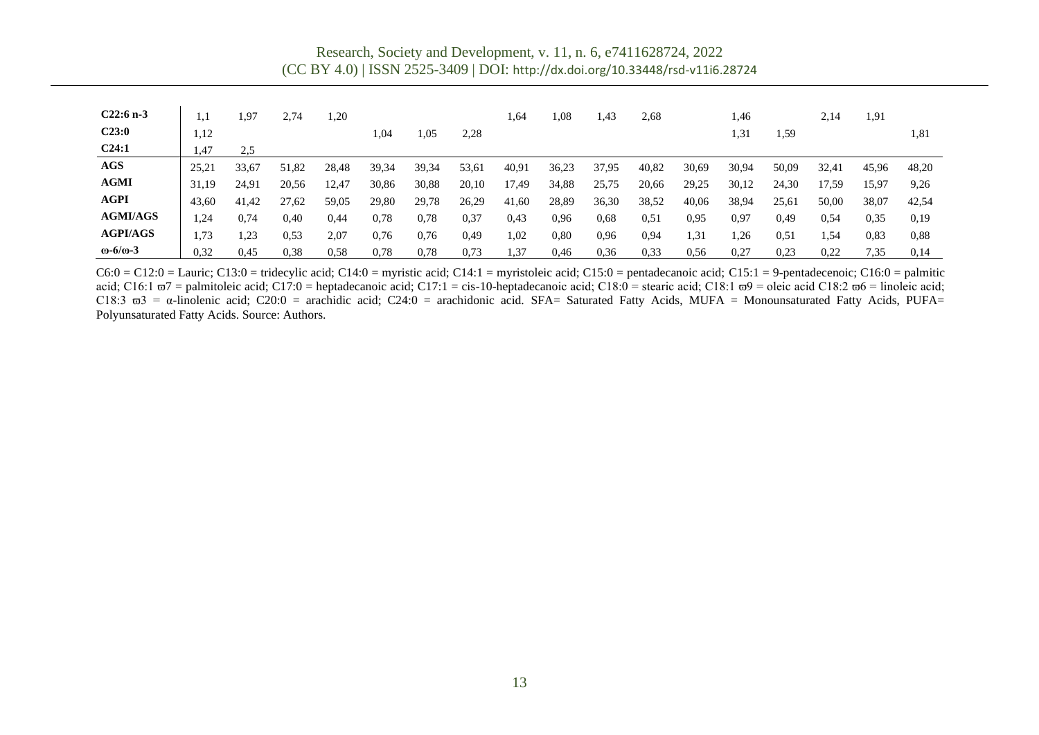| | | | | | | | | | | | | | | | | | |
|---|---|---|---|---|---|---|---|---|---|---|---|---|---|---|---|---|---|
| **C22:6 n-3** | 1,1 | 1,97 | 2,74 | 1,20 | | | | 1,64 | 1,08 | 1,43 | 2,68 | | 1,46 | | 2,14 | 1,91 | |
| **C23:0** | 1,12 | | | | 1,04 | 1,05 | 2,28 | | | | | | 1,31 | 1,59 | | | 1,81 |
| **C24:1** | 1,47 | 2,5 | | | | | | | | | | | | | | | |
| **AGS** | 25,21 | 33,67 | 51,82 | 28,48 | 39,34 | 39,34 | 53,61 | 40,91 | 36,23 | 37,95 | 40,82 | 30,69 | 30,94 | 50,09 | 32,41 | 45,96 | 48,20 |
| **AGMI** | 31,19 | 24,91 | 20,56 | 12,47 | 30,86 | 30,88 | 20,10 | 17,49 | 34,88 | 25,75 | 20,66 | 29,25 | 30,12 | 24,30 | 17,59 | 15,97 | 9,26 |
| **AGPI** | 43,60 | 41,42 | 27,62 | 59,05 | 29,80 | 29,78 | 26,29 | 41,60 | 28,89 | 36,30 | 38,52 | 40,06 | 38,94 | 25,61 | 50,00 | 38,07 | 42,54 |
| **AGMI/AGS** | 1,24 | 0,74 | 0,40 | 0,44 | 0,78 | 0,78 | 0,37 | 0,43 | 0,96 | 0,68 | 0,51 | 0,95 | 0,97 | 0,49 | 0,54 | 0,35 | 0,19 |
| **AGPI/AGS** | 1,73 | 1,23 | 0,53 | 2,07 | 0,76 | 0,76 | 0,49 | 1,02 | 0,80 | 0,96 | 0,94 | 1,31 | 1,26 | 0,51 | 1,54 | 0,83 | 0,88 |
| **ω-6/ω-3** | 0,32 | 0,45 | 0,38 | 0,58 | 0,78 | 0,78 | 0,73 | 1,37 | 0,46 | 0,36 | 0,33 | 0,56 | 0,27 | 0,23 | 0,22 | 7,35 | 0,14 |

C6:0 = C12:0 = Lauric; C13:0 = tridecylic acid; C14:0 = myristic acid; C14:1 = myristoleic acid; C15:0 = pentadecanoic acid; C15:1 = 9-pentadecenoic; C16:0 = palmitic acid; C16:1 ϖ7 = palmitoleic acid; C17:0 = heptadecanoic acid; C17:1 = cis-10-heptadecanoic acid; C18:0 = stearic acid; C18:1 ϖ9 = oleic acid C18:2 ϖ6 = linoleic acid; C18:3 ϖ3 = α-linolenic acid; C20:0 = arachidic acid; C24:0 = arachidonic acid. SFA= Saturated Fatty Acids, MUFA = Monounsaturated Fatty Acids, PUFA= Polyunsaturated Fatty Acids. Source: Authors.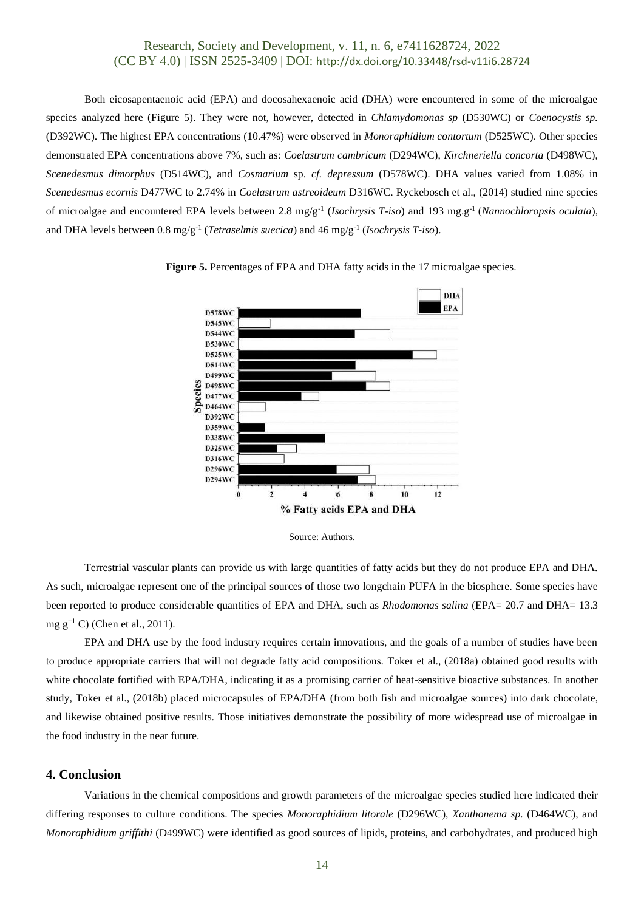Both eicosapentaenoic acid (EPA) and docosahexaenoic acid (DHA) were encountered in some of the microalgae species analyzed here (Figure 5). They were not, however, detected in *Chlamydomonas sp* (D530WC) or *Coenocystis sp.* (D392WC). The highest EPA concentrations (10.47%) were observed in *Monoraphidium contortum* (D525WC). Other species demonstrated EPA concentrations above 7%, such as: *Coelastrum cambricum* (D294WC), *Kirchneriella concorta* (D498WC), *Scenedesmus dimorphus* (D514WC), and *Cosmarium* sp. *cf. depressum* (D578WC). DHA values varied from 1.08% in *Scenedesmus ecornis* D477WC to 2.74% in *Coelastrum astreoideum* D316WC. Ryckebosch et al., (2014) studied nine species of microalgae and encountered EPA levels between 2.8 mg/g$^{-1}$ (*Isochrysis T-iso*) and 193 mg.g$^{-1}$ (*Nannochloropsis oculata*), and DHA levels between 0.8 mg/g$^{-1}$ (*Tetraselmis suecica*) and 46 mg/g$^{-1}$ (*Isochrysis T-iso*).

**Figure 5.** Percentages of EPA and DHA fatty acids in the 17 microalgae species.

Source: Authors.

Terrestrial vascular plants can provide us with large quantities of fatty acids but they do not produce EPA and DHA. As such, microalgae represent one of the principal sources of those two longchain PUFA in the biosphere. Some species have been reported to produce considerable quantities of EPA and DHA, such as *Rhodomonas salina* (EPA= 20.7 and DHA= 13.3 mg $g^{-1}$ C) (Chen et al., 2011).

EPA and DHA use by the food industry requires certain innovations, and the goals of a number of studies have been to produce appropriate carriers that will not degrade fatty acid compositions. Toker et al., (2018a) obtained good results with white chocolate fortified with EPA/DHA, indicating it as a promising carrier of heat-sensitive bioactive substances. In another study, Toker et al., (2018b) placed microcapsules of EPA/DHA (from both fish and microalgae sources) into dark chocolate, and likewise obtained positive results. Those initiatives demonstrate the possibility of more widespread use of microalgae in the food industry in the near future.

## 4. Conclusion

Variations in the chemical compositions and growth parameters of the microalgae species studied here indicated their differing responses to culture conditions. The species *Monoraphidium litorale* (D296WC), *Xanthonema sp.* (D464WC), and *Monoraphidium griffithi* (D499WC) were identified as good sources of lipids, proteins, and carbohydrates, and produced high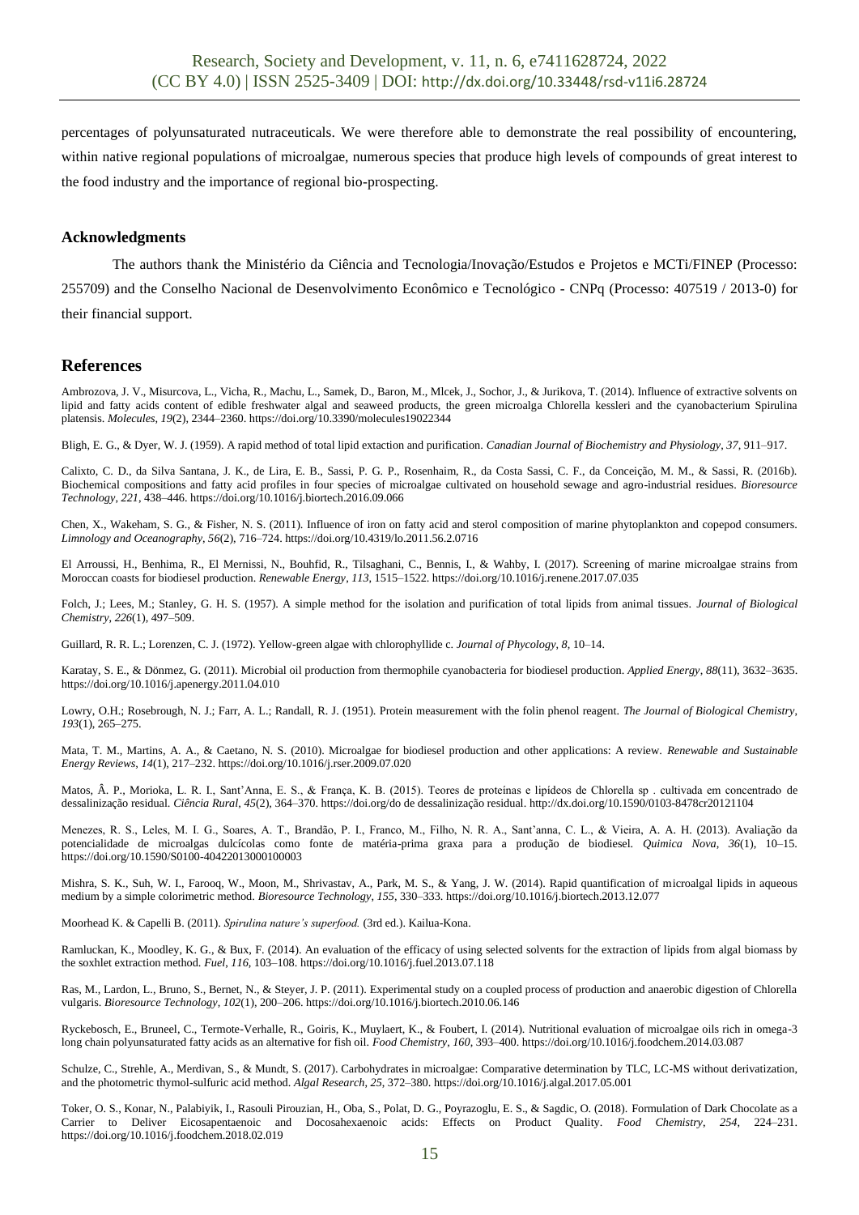percentages of polyunsaturated nutraceuticals. We were therefore able to demonstrate the real possibility of encountering, within native regional populations of microalgae, numerous species that produce high levels of compounds of great interest to the food industry and the importance of regional bio-prospecting.

## Acknowledgments

The authors thank the Ministério da Ciência and Tecnologia/Inovação/Estudos e Projetos e MCTi/FINEP (Processo: 255709) and the Conselho Nacional de Desenvolvimento Econômico e Tecnológico - CNPq (Processo: 407519 / 2013-0) for their financial support.

# References

Ambrozova, J. V., Misurcova, L., Vicha, R., Machu, L., Samek, D., Baron, M., Mlcek, J., Sochor, J., & Jurikova, T. (2014). Influence of extractive solvents on lipid and fatty acids content of edible freshwater algal and seaweed products, the green microalga Chlorella kessleri and the cyanobacterium Spirulina platensis. *Molecules*, *19*(2), 2344–2360. https://doi.org/10.3390/molecules19022344

Bligh, E. G., & Dyer, W. J. (1959). A rapid method of total lipid extaction and purification. *Canadian Journal of Biochemistry and Physiology*, *37*, 911–917.

Calixto, C. D., da Silva Santana, J. K., de Lira, E. B., Sassi, P. G. P., Rosenhaim, R., da Costa Sassi, C. F., da Conceição, M. M., & Sassi, R. (2016b). Biochemical compositions and fatty acid profiles in four species of microalgae cultivated on household sewage and agro-industrial residues. *Bioresource Technology*, *221*, 438–446. https://doi.org/10.1016/j.biortech.2016.09.066

Chen, X., Wakeham, S. G., & Fisher, N. S. (2011). Influence of iron on fatty acid and sterol composition of marine phytoplankton and copepod consumers. *Limnology and Oceanography*, *56*(2), 716–724. https://doi.org/10.4319/lo.2011.56.2.0716

El Arroussi, H., Benhima, R., El Mernissi, N., Bouhfid, R., Tilsaghani, C., Bennis, I., & Wahby, I. (2017). Screening of marine microalgae strains from Moroccan coasts for biodiesel production. *Renewable Energy*, *113*, 1515–1522. https://doi.org/10.1016/j.renene.2017.07.035

Folch, J.; Lees, M.; Stanley, G. H. S. (1957). A simple method for the isolation and purification of total lipids from animal tissues. *Journal of Biological Chemistry*, *226*(1), 497–509.

Guillard, R. R. L.; Lorenzen, C. J. (1972). Yellow-green algae with chlorophyllide c. *Journal of Phycology*, *8*, 10–14.

Karatay, S. E., & Dönmez, G. (2011). Microbial oil production from thermophile cyanobacteria for biodiesel production. *Applied Energy*, *88*(11), 3632–3635. https://doi.org/10.1016/j.apenergy.2011.04.010

Lowry, O.H.; Rosebrough, N. J.; Farr, A. L.; Randall, R. J. (1951). Protein measurement with the folin phenol reagent. *The Journal of Biological Chemistry*, *193*(1), 265–275.

Mata, T. M., Martins, A. A., & Caetano, N. S. (2010). Microalgae for biodiesel production and other applications: A review. *Renewable and Sustainable Energy Reviews*, *14*(1), 217–232. https://doi.org/10.1016/j.rser.2009.07.020

Matos, Â. P., Morioka, L. R. I., Sant'Anna, E. S., & França, K. B. (2015). Teores de proteínas e lipídeos de Chlorella sp . cultivada em concentrado de dessalinização residual. *Ciência Rural*, *45*(2), 364–370. https://doi.org/do de dessalinização residual. http://dx.doi.org/10.1590/0103-8478cr20121104

Menezes, R. S., Leles, M. I. G., Soares, A. T., Brandão, P. I., Franco, M., Filho, N. R. A., Sant'anna, C. L., & Vieira, A. A. H. (2013). Avaliação da potencialidade de microalgas dulcícolas como fonte de matéria-prima graxa para a produção de biodiesel. *Quimica Nova*, *36*(1), 10–15. https://doi.org/10.1590/S0100-40422013000100003

Mishra, S. K., Suh, W. I., Farooq, W., Moon, M., Shrivastav, A., Park, M. S., & Yang, J. W. (2014). Rapid quantification of microalgal lipids in aqueous medium by a simple colorimetric method. *Bioresource Technology*, *155*, 330–333. https://doi.org/10.1016/j.biortech.2013.12.077

Moorhead K. & Capelli B. (2011). *Spirulina nature's superfood.* (3rd ed.). Kailua-Kona.

Ramluckan, K., Moodley, K. G., & Bux, F. (2014). An evaluation of the efficacy of using selected solvents for the extraction of lipids from algal biomass by the soxhlet extraction method. *Fuel*, *116*, 103–108. https://doi.org/10.1016/j.fuel.2013.07.118

Ras, M., Lardon, L., Bruno, S., Bernet, N., & Steyer, J. P. (2011). Experimental study on a coupled process of production and anaerobic digestion of Chlorella vulgaris. *Bioresource Technology*, *102*(1), 200–206. https://doi.org/10.1016/j.biortech.2010.06.146

Ryckebosch, E., Bruneel, C., Termote-Verhalle, R., Goiris, K., Muylaert, K., & Foubert, I. (2014). Nutritional evaluation of microalgae oils rich in omega-3 long chain polyunsaturated fatty acids as an alternative for fish oil. *Food Chemistry*, *160*, 393–400. https://doi.org/10.1016/j.foodchem.2014.03.087

Schulze, C., Strehle, A., Merdivan, S., & Mundt, S. (2017). Carbohydrates in microalgae: Comparative determination by TLC, LC-MS without derivatization, and the photometric thymol-sulfuric acid method. *Algal Research*, *25*, 372–380. https://doi.org/10.1016/j.algal.2017.05.001

Toker, O. S., Konar, N., Palabiyik, I., Rasouli Pirouzian, H., Oba, S., Polat, D. G., Poyrazoglu, E. S., & Sagdic, O. (2018). Formulation of Dark Chocolate as a Carrier to Deliver Eicosapentaenoic and Docosahexaenoic acids: Effects on Product Quality. *Food Chemistry*, *254*, 224–231. https://doi.org/10.1016/j.foodchem.2018.02.019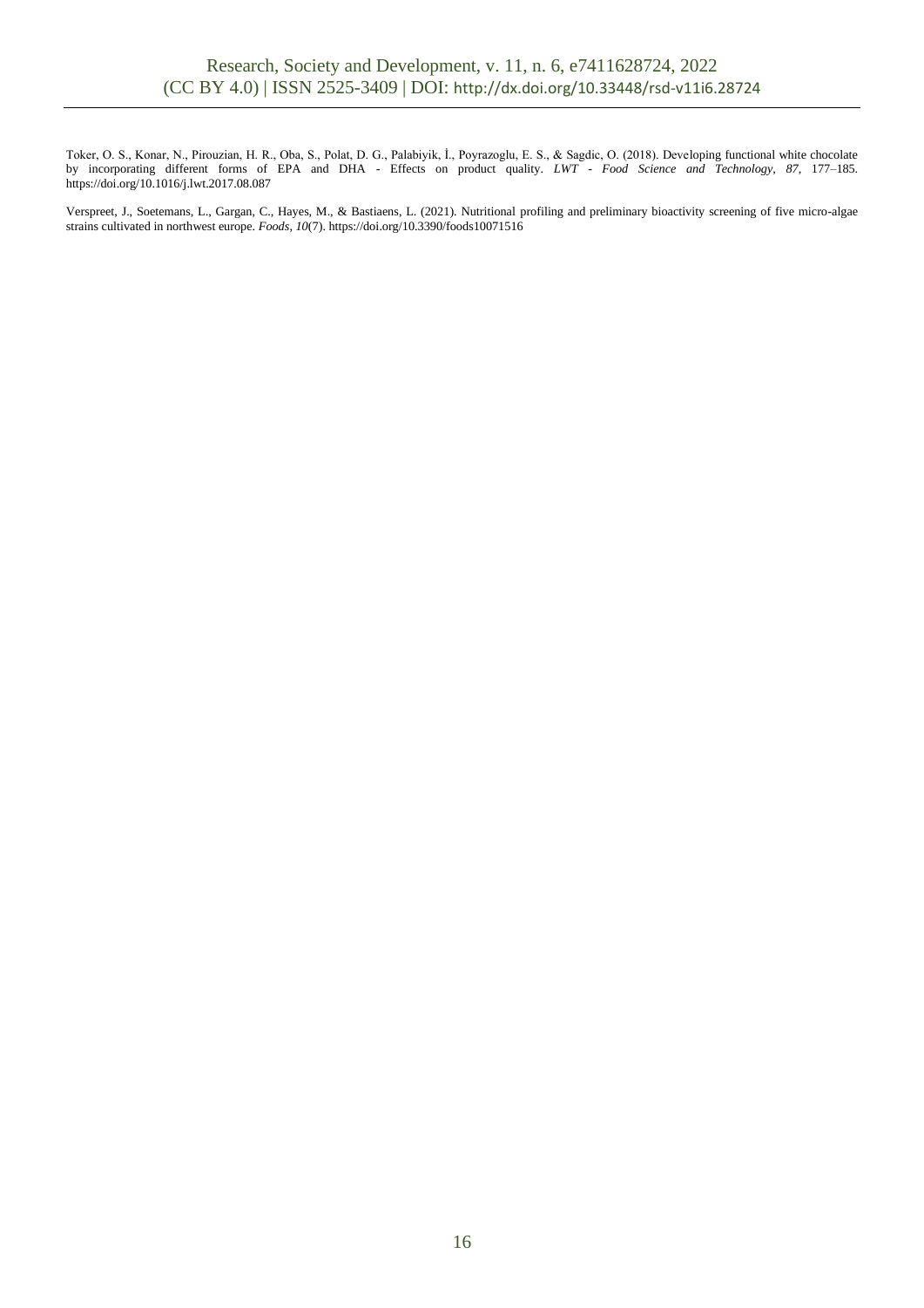Toker, O. S., Konar, N., Pirouzian, H. R., Oba, S., Polat, D. G., Palabiyik, İ., Poyrazoglu, E. S., & Sagdic, O. (2018). Developing functional white chocolate by incorporating different forms of EPA and DHA - Effects on product quality. *LWT - Food Science and Technology*, *87*, 177–185. https://doi.org/10.1016/j.lwt.2017.08.087

Verspreet, J., Soetemans, L., Gargan, C., Hayes, M., & Bastiaens, L. (2021). Nutritional profiling and preliminary bioactivity screening of five micro-algae strains cultivated in northwest europe. *Foods*, *10*(7). https://doi.org/10.3390/foods10071516